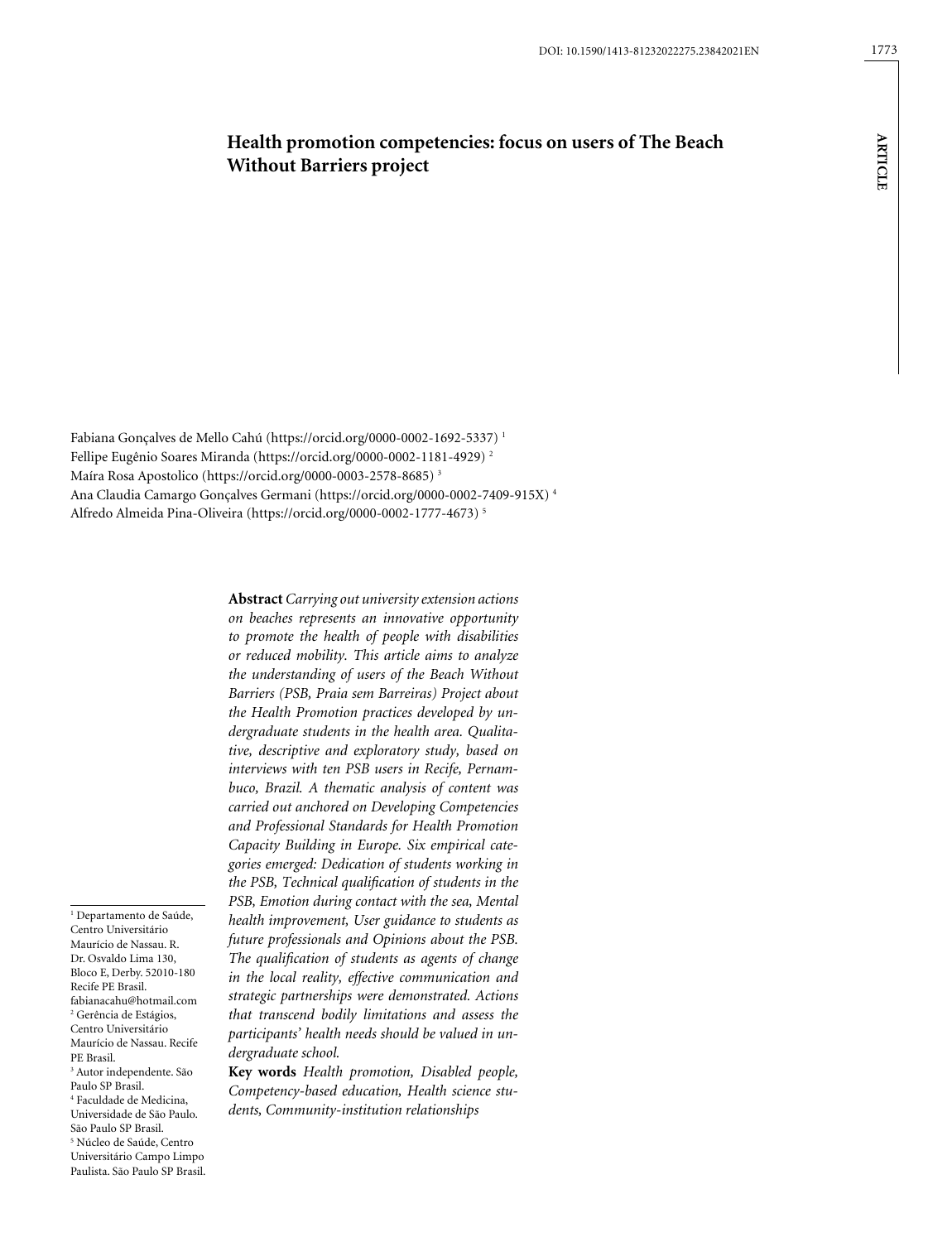DOI: 10.1590/1413-81232022275.23842021EN

ARTICLE

# Health promotion competencies: focus on users of The Beach Without Barriers project

Fabiana Gonçalves de Mello Cahú (https://orcid.org/0000-0002-1692-5337) [1]
Fellipe Eugênio Soares Miranda (https://orcid.org/0000-0002-1181-4929) [2]
Maíra Rosa Apostolico (https://orcid.org/0000-0003-2578-8685) [3]
Ana Claudia Camargo Gonçalves Germani (https://orcid.org/0000-0002-7409-915X) [4]
Alfredo Almeida Pina-Oliveira (https://orcid.org/0000-0002-1777-4673) [5]

**Abstract** *Carrying out university extension actions on beaches represents an innovative opportunity to promote the health of people with disabilities or reduced mobility. This article aims to analyze the understanding of users of the Beach Without Barriers (PSB, Praia sem Barreiras) Project about the Health Promotion practices developed by undergraduate students in the health area. Qualitative, descriptive and exploratory study, based on interviews with ten PSB users in Recife, Pernambuco, Brazil. A thematic analysis of content was carried out anchored on Developing Competencies and Professional Standards for Health Promotion Capacity Building in Europe. Six empirical categories emerged: Dedication of students working in the PSB, Technical qualification of students in the PSB, Emotion during contact with the sea, Mental health improvement, User guidance to students as future professionals and Opinions about the PSB. The qualification of students as agents of change in the local reality, effective communication and strategic partnerships were demonstrated. Actions that transcend bodily limitations and assess the participants' health needs should be valued in undergraduate school.*

**Key words** *Health promotion, Disabled people, Competency-based education, Health science students, Community-institution relationships*

[1] Departamento de Saúde, Centro Universitário Maurício de Nassau. R. Dr. Osvaldo Lima 130, Bloco E, Derby. 52010-180 Recife PE Brasil. fabianacahu@hotmail.com
[2] Gerência de Estágios, Centro Universitário Maurício de Nassau. Recife PE Brasil.
[3] Autor independente. São Paulo SP Brasil.
[4] Faculdade de Medicina, Universidade de São Paulo. São Paulo SP Brasil.
[5] Núcleo de Saúde, Centro Universitário Campo Limpo Paulista. São Paulo SP Brasil.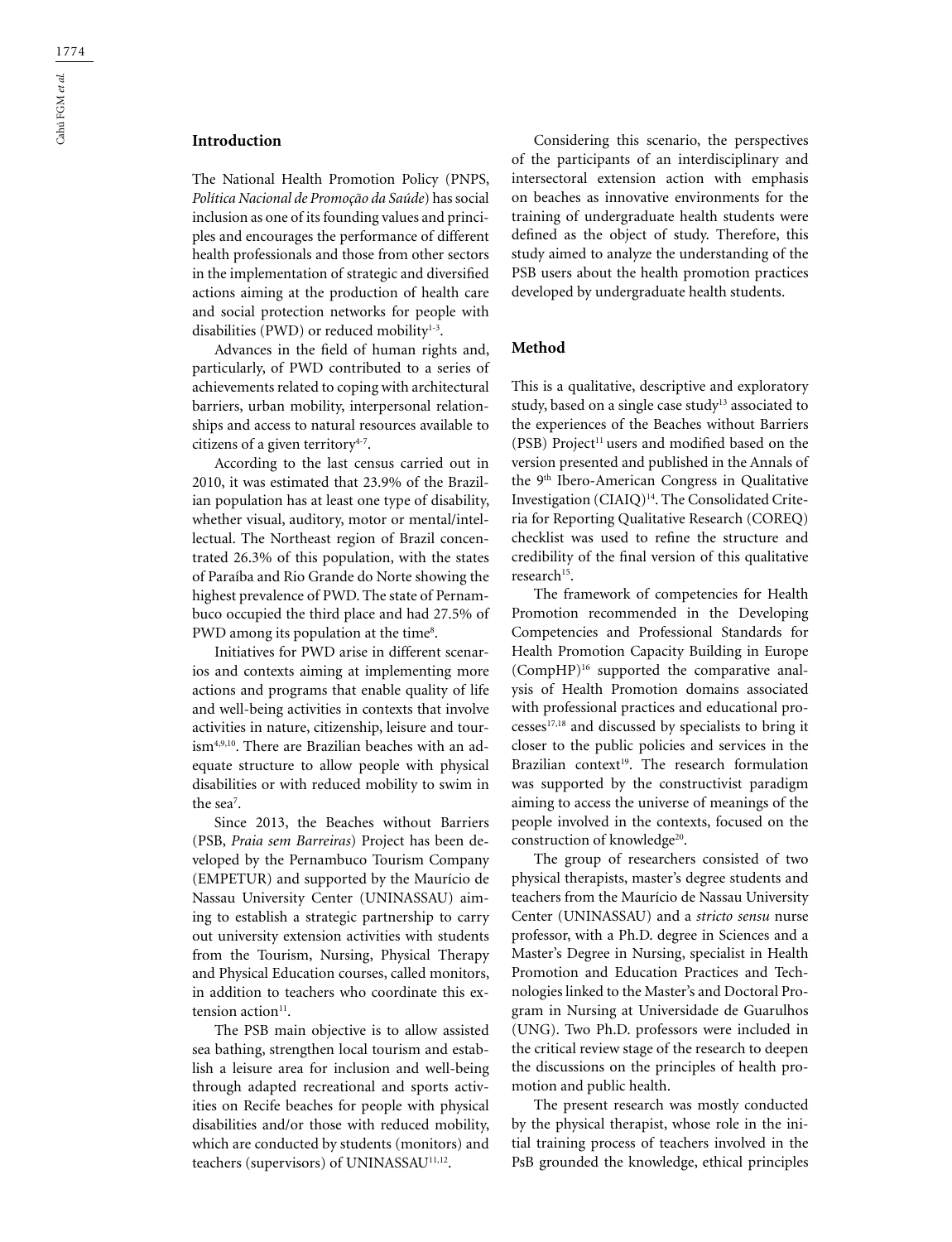## Introduction

The National Health Promotion Policy (PNPS, *Política Nacional de Promoção da Saúde*) has social inclusion as one of its founding values and principles and encourages the performance of different health professionals and those from other sectors in the implementation of strategic and diversified actions aiming at the production of health care and social protection networks for people with disabilities (PWD) or reduced mobility[1-3].

Advances in the field of human rights and, particularly, of PWD contributed to a series of achievements related to coping with architectural barriers, urban mobility, interpersonal relationships and access to natural resources available to citizens of a given territory[4-7].

According to the last census carried out in 2010, it was estimated that 23.9% of the Brazilian population has at least one type of disability, whether visual, auditory, motor or mental/intellectual. The Northeast region of Brazil concentrated 26.3% of this population, with the states of Paraíba and Rio Grande do Norte showing the highest prevalence of PWD. The state of Pernambuco occupied the third place and had 27.5% of PWD among its population at the time[8].

Initiatives for PWD arise in different scenarios and contexts aiming at implementing more actions and programs that enable quality of life and well-being activities in contexts that involve activities in nature, citizenship, leisure and tourism[4,9,10]. There are Brazilian beaches with an adequate structure to allow people with physical disabilities or with reduced mobility to swim in the sea[7].

Since 2013, the Beaches without Barriers (PSB, *Praia sem Barreiras*) Project has been developed by the Pernambuco Tourism Company (EMPETUR) and supported by the Maurício de Nassau University Center (UNINASSAU) aiming to establish a strategic partnership to carry out university extension activities with students from the Tourism, Nursing, Physical Therapy and Physical Education courses, called monitors, in addition to teachers who coordinate this extension action[11].

The PSB main objective is to allow assisted sea bathing, strengthen local tourism and establish a leisure area for inclusion and well-being through adapted recreational and sports activities on Recife beaches for people with physical disabilities and/or those with reduced mobility, which are conducted by students (monitors) and teachers (supervisors) of UNINASSAU[11,12].

Considering this scenario, the perspectives of the participants of an interdisciplinary and intersectoral extension action with emphasis on beaches as innovative environments for the training of undergraduate health students were defined as the object of study. Therefore, this study aimed to analyze the understanding of the PSB users about the health promotion practices developed by undergraduate health students.

## Method

This is a qualitative, descriptive and exploratory study, based on a single case study[13] associated to the experiences of the Beaches without Barriers (PSB) Project[11] users and modified based on the version presented and published in the Annals of the 9th Ibero-American Congress in Qualitative Investigation (CIAIQ)[14]. The Consolidated Criteria for Reporting Qualitative Research (COREQ) checklist was used to refine the structure and credibility of the final version of this qualitative research[15].

The framework of competencies for Health Promotion recommended in the Developing Competencies and Professional Standards for Health Promotion Capacity Building in Europe (CompHP)[16] supported the comparative analysis of Health Promotion domains associated with professional practices and educational processes[17,18] and discussed by specialists to bring it closer to the public policies and services in the Brazilian context[19]. The research formulation was supported by the constructivist paradigm aiming to access the universe of meanings of the people involved in the contexts, focused on the construction of knowledge[20].

The group of researchers consisted of two physical therapists, master's degree students and teachers from the Maurício de Nassau University Center (UNINASSAU) and a *stricto sensu* nurse professor, with a Ph.D. degree in Sciences and a Master's Degree in Nursing, specialist in Health Promotion and Education Practices and Technologies linked to the Master's and Doctoral Program in Nursing at Universidade de Guarulhos (UNG). Two Ph.D. professors were included in the critical review stage of the research to deepen the discussions on the principles of health promotion and public health.

The present research was mostly conducted by the physical therapist, whose role in the initial training process of teachers involved in the PsB grounded the knowledge, ethical principles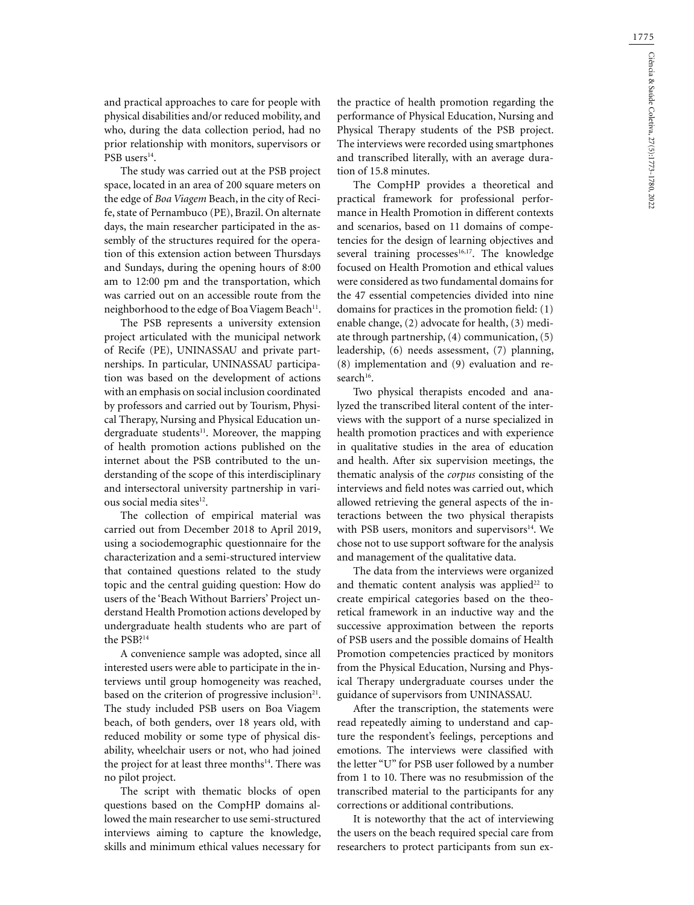and practical approaches to care for people with physical disabilities and/or reduced mobility, and who, during the data collection period, had no prior relationship with monitors, supervisors or PSB users[14].

The study was carried out at the PSB project space, located in an area of 200 square meters on the edge of *Boa Viagem* Beach, in the city of Recife, state of Pernambuco (PE), Brazil. On alternate days, the main researcher participated in the assembly of the structures required for the operation of this extension action between Thursdays and Sundays, during the opening hours of 8:00 am to 12:00 pm and the transportation, which was carried out on an accessible route from the neighborhood to the edge of Boa Viagem Beach[11].

The PSB represents a university extension project articulated with the municipal network of Recife (PE), UNINASSAU and private partnerships. In particular, UNINASSAU participation was based on the development of actions with an emphasis on social inclusion coordinated by professors and carried out by Tourism, Physical Therapy, Nursing and Physical Education undergraduate students[11]. Moreover, the mapping of health promotion actions published on the internet about the PSB contributed to the understanding of the scope of this interdisciplinary and intersectoral university partnership in various social media sites[12].

The collection of empirical material was carried out from December 2018 to April 2019, using a sociodemographic questionnaire for the characterization and a semi-structured interview that contained questions related to the study topic and the central guiding question: How do users of the 'Beach Without Barriers' Project understand Health Promotion actions developed by undergraduate health students who are part of the PSB?[14]

A convenience sample was adopted, since all interested users were able to participate in the interviews until group homogeneity was reached, based on the criterion of progressive inclusion[21]. The study included PSB users on Boa Viagem beach, of both genders, over 18 years old, with reduced mobility or some type of physical disability, wheelchair users or not, who had joined the project for at least three months[14]. There was no pilot project.

The script with thematic blocks of open questions based on the CompHP domains allowed the main researcher to use semi-structured interviews aiming to capture the knowledge, skills and minimum ethical values necessary for the practice of health promotion regarding the performance of Physical Education, Nursing and Physical Therapy students of the PSB project. The interviews were recorded using smartphones and transcribed literally, with an average duration of 15.8 minutes.

The CompHP provides a theoretical and practical framework for professional performance in Health Promotion in different contexts and scenarios, based on 11 domains of competencies for the design of learning objectives and several training processes[16,17]. The knowledge focused on Health Promotion and ethical values were considered as two fundamental domains for the 47 essential competencies divided into nine domains for practices in the promotion field: (1) enable change, (2) advocate for health, (3) mediate through partnership, (4) communication, (5) leadership, (6) needs assessment, (7) planning, (8) implementation and (9) evaluation and research[16].

Two physical therapists encoded and analyzed the transcribed literal content of the interviews with the support of a nurse specialized in health promotion practices and with experience in qualitative studies in the area of education and health. After six supervision meetings, the thematic analysis of the *corpus* consisting of the interviews and field notes was carried out, which allowed retrieving the general aspects of the interactions between the two physical therapists with PSB users, monitors and supervisors[14]. We chose not to use support software for the analysis and management of the qualitative data.

The data from the interviews were organized and thematic content analysis was applied[22] to create empirical categories based on the theoretical framework in an inductive way and the successive approximation between the reports of PSB users and the possible domains of Health Promotion competencies practiced by monitors from the Physical Education, Nursing and Physical Therapy undergraduate courses under the guidance of supervisors from UNINASSAU.

After the transcription, the statements were read repeatedly aiming to understand and capture the respondent's feelings, perceptions and emotions. The interviews were classified with the letter "U" for PSB user followed by a number from 1 to 10. There was no resubmission of the transcribed material to the participants for any corrections or additional contributions.

It is noteworthy that the act of interviewing the users on the beach required special care from researchers to protect participants from sun ex-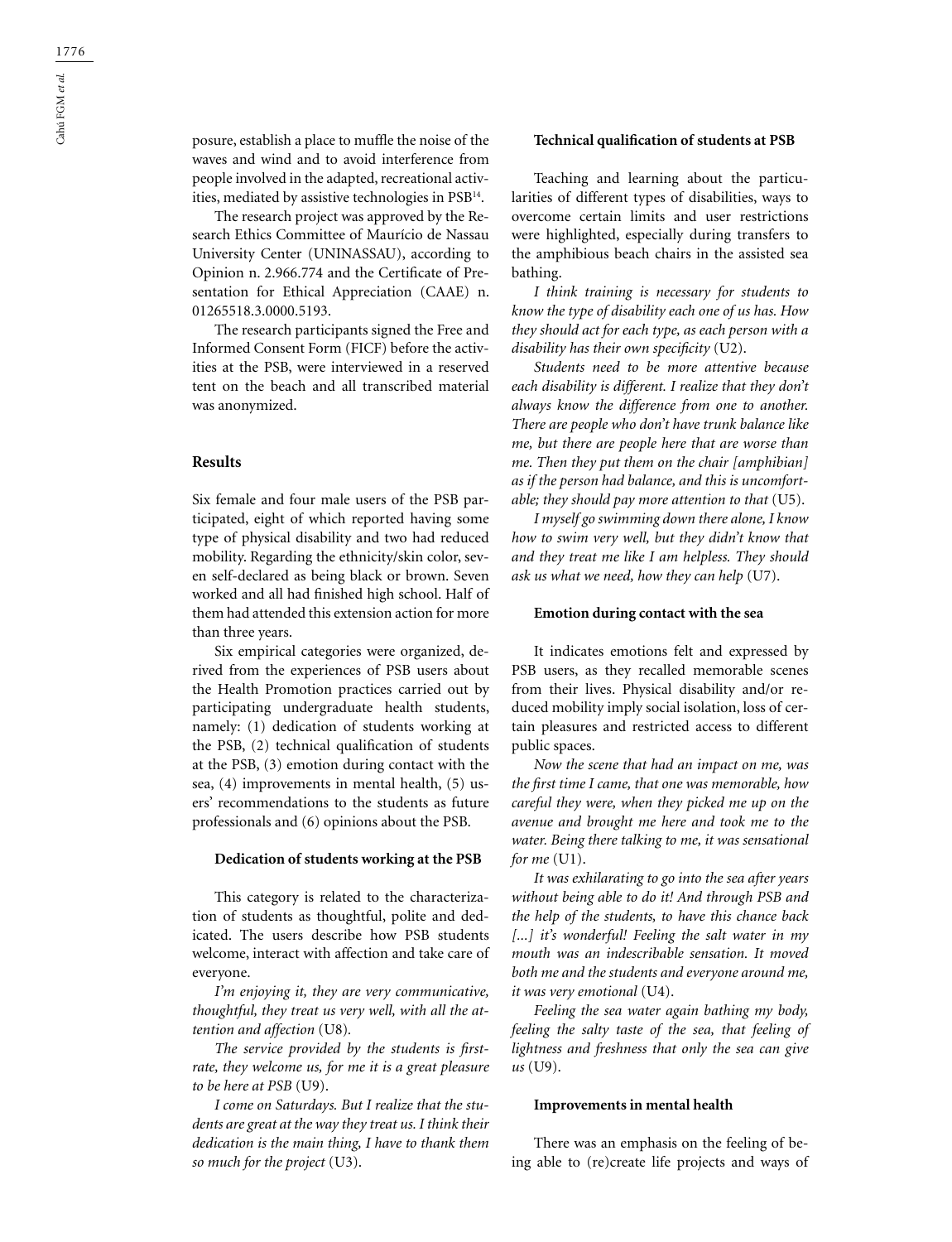posure, establish a place to muffle the noise of the waves and wind and to avoid interference from people involved in the adapted, recreational activities, mediated by assistive technologies in PSB[14].

The research project was approved by the Research Ethics Committee of Maurício de Nassau University Center (UNINASSAU), according to Opinion n. 2.966.774 and the Certificate of Presentation for Ethical Appreciation (CAAE) n. 01265518.3.0000.5193.

The research participants signed the Free and Informed Consent Form (FICF) before the activities at the PSB, were interviewed in a reserved tent on the beach and all transcribed material was anonymized.

## Results

Six female and four male users of the PSB participated, eight of which reported having some type of physical disability and two had reduced mobility. Regarding the ethnicity/skin color, seven self-declared as being black or brown. Seven worked and all had finished high school. Half of them had attended this extension action for more than three years.

Six empirical categories were organized, derived from the experiences of PSB users about the Health Promotion practices carried out by participating undergraduate health students, namely: (1) dedication of students working at the PSB, (2) technical qualification of students at the PSB, (3) emotion during contact with the sea, (4) improvements in mental health, (5) users' recommendations to the students as future professionals and (6) opinions about the PSB.

### Dedication of students working at the PSB

This category is related to the characterization of students as thoughtful, polite and dedicated. The users describe how PSB students welcome, interact with affection and take care of everyone.

*I'm enjoying it, they are very communicative, thoughtful, they treat us very well, with all the attention and affection* (U8).

*The service provided by the students is first-rate, they welcome us, for me it is a great pleasure to be here at PSB* (U9).

*I come on Saturdays. But I realize that the students are great at the way they treat us. I think their dedication is the main thing, I have to thank them so much for the project* (U3).

### Technical qualification of students at PSB

Teaching and learning about the particularities of different types of disabilities, ways to overcome certain limits and user restrictions were highlighted, especially during transfers to the amphibious beach chairs in the assisted sea bathing.

*I think training is necessary for students to know the type of disability each one of us has. How they should act for each type, as each person with a disability has their own specificity* (U2).

*Students need to be more attentive because each disability is different. I realize that they don't always know the difference from one to another. There are people who don't have trunk balance like me, but there are people here that are worse than me. Then they put them on the chair [amphibian] as if the person had balance, and this is uncomfortable; they should pay more attention to that* (U5).

*I myself go swimming down there alone, I know how to swim very well, but they didn't know that and they treat me like I am helpless. They should ask us what we need, how they can help* (U7).

### Emotion during contact with the sea

It indicates emotions felt and expressed by PSB users, as they recalled memorable scenes from their lives. Physical disability and/or reduced mobility imply social isolation, loss of certain pleasures and restricted access to different public spaces.

*Now the scene that had an impact on me, was the first time I came, that one was memorable, how careful they were, when they picked me up on the avenue and brought me here and took me to the water. Being there talking to me, it was sensational for me* (U1).

*It was exhilarating to go into the sea after years without being able to do it! And through PSB and the help of the students, to have this chance back [...] it's wonderful! Feeling the salt water in my mouth was an indescribable sensation. It moved both me and the students and everyone around me, it was very emotional* (U4).

*Feeling the sea water again bathing my body, feeling the salty taste of the sea, that feeling of lightness and freshness that only the sea can give us* (U9).

### Improvements in mental health

There was an emphasis on the feeling of being able to (re)create life projects and ways of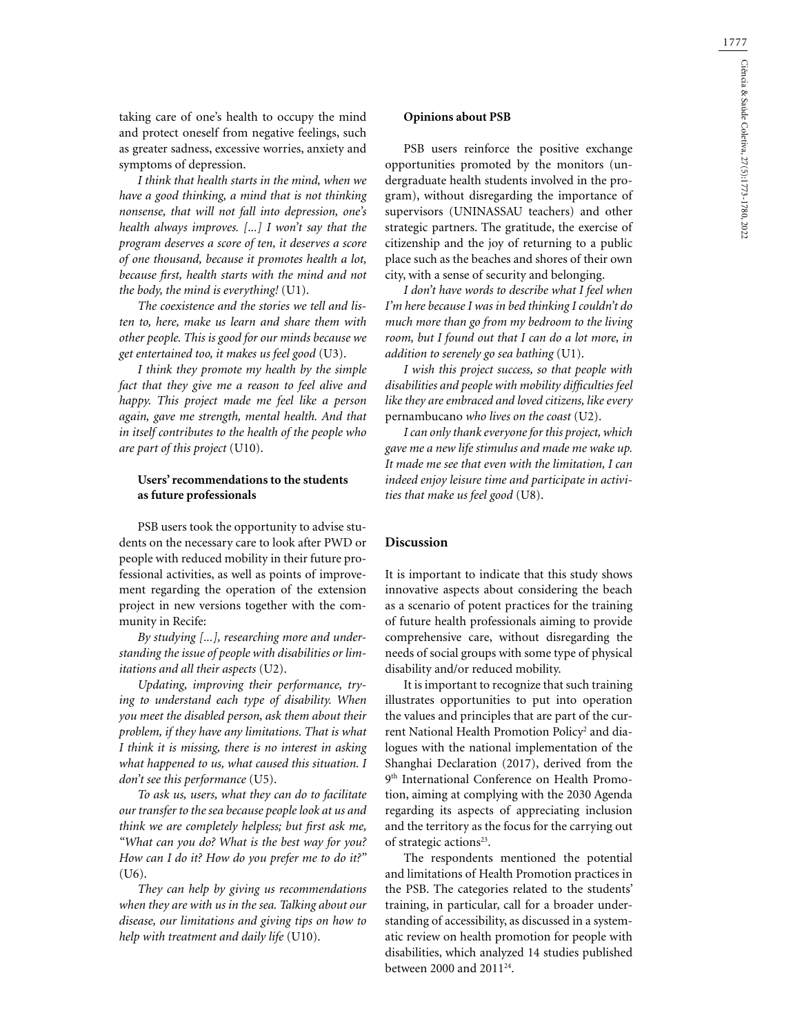taking care of one's health to occupy the mind and protect oneself from negative feelings, such as greater sadness, excessive worries, anxiety and symptoms of depression.

*I think that health starts in the mind, when we have a good thinking, a mind that is not thinking nonsense, that will not fall into depression, one's health always improves. [...] I won't say that the program deserves a score of ten, it deserves a score of one thousand, because it promotes health a lot, because first, health starts with the mind and not the body, the mind is everything!* (U1).

*The coexistence and the stories we tell and listen to, here, make us learn and share them with other people. This is good for our minds because we get entertained too, it makes us feel good* (U3).

*I think they promote my health by the simple fact that they give me a reason to feel alive and happy. This project made me feel like a person again, gave me strength, mental health. And that in itself contributes to the health of the people who are part of this project* (U10).

### Users' recommendations to the students as future professionals

PSB users took the opportunity to advise students on the necessary care to look after PWD or people with reduced mobility in their future professional activities, as well as points of improvement regarding the operation of the extension project in new versions together with the community in Recife:

*By studying [...], researching more and understanding the issue of people with disabilities or limitations and all their aspects* (U2).

*Updating, improving their performance, trying to understand each type of disability. When you meet the disabled person, ask them about their problem, if they have any limitations. That is what I think it is missing, there is no interest in asking what happened to us, what caused this situation. I don't see this performance* (U5).

*To ask us, users, what they can do to facilitate our transfer to the sea because people look at us and think we are completely helpless; but first ask me, "What can you do? What is the best way for you? How can I do it? How do you prefer me to do it?"* (U6).

*They can help by giving us recommendations when they are with us in the sea. Talking about our disease, our limitations and giving tips on how to help with treatment and daily life* (U10).

### Opinions about PSB

PSB users reinforce the positive exchange opportunities promoted by the monitors (undergraduate health students involved in the program), without disregarding the importance of supervisors (UNINASSAU teachers) and other strategic partners. The gratitude, the exercise of citizenship and the joy of returning to a public place such as the beaches and shores of their own city, with a sense of security and belonging.

*I don't have words to describe what I feel when I'm here because I was in bed thinking I couldn't do much more than go from my bedroom to the living room, but I found out that I can do a lot more, in addition to serenely go sea bathing* (U1).

*I wish this project success, so that people with disabilities and people with mobility difficulties feel like they are embraced and loved citizens, like every* pernambucano *who lives on the coast* (U2).

*I can only thank everyone for this project, which gave me a new life stimulus and made me wake up. It made me see that even with the limitation, I can indeed enjoy leisure time and participate in activities that make us feel good* (U8).

## Discussion

It is important to indicate that this study shows innovative aspects about considering the beach as a scenario of potent practices for the training of future health professionals aiming to provide comprehensive care, without disregarding the needs of social groups with some type of physical disability and/or reduced mobility.

It is important to recognize that such training illustrates opportunities to put into operation the values and principles that are part of the current National Health Promotion Policy[2] and dialogues with the national implementation of the Shanghai Declaration (2017), derived from the 9th International Conference on Health Promotion, aiming at complying with the 2030 Agenda regarding its aspects of appreciating inclusion and the territory as the focus for the carrying out of strategic actions[23].

The respondents mentioned the potential and limitations of Health Promotion practices in the PSB. The categories related to the students' training, in particular, call for a broader understanding of accessibility, as discussed in a systematic review on health promotion for people with disabilities, which analyzed 14 studies published between 2000 and 2011[24].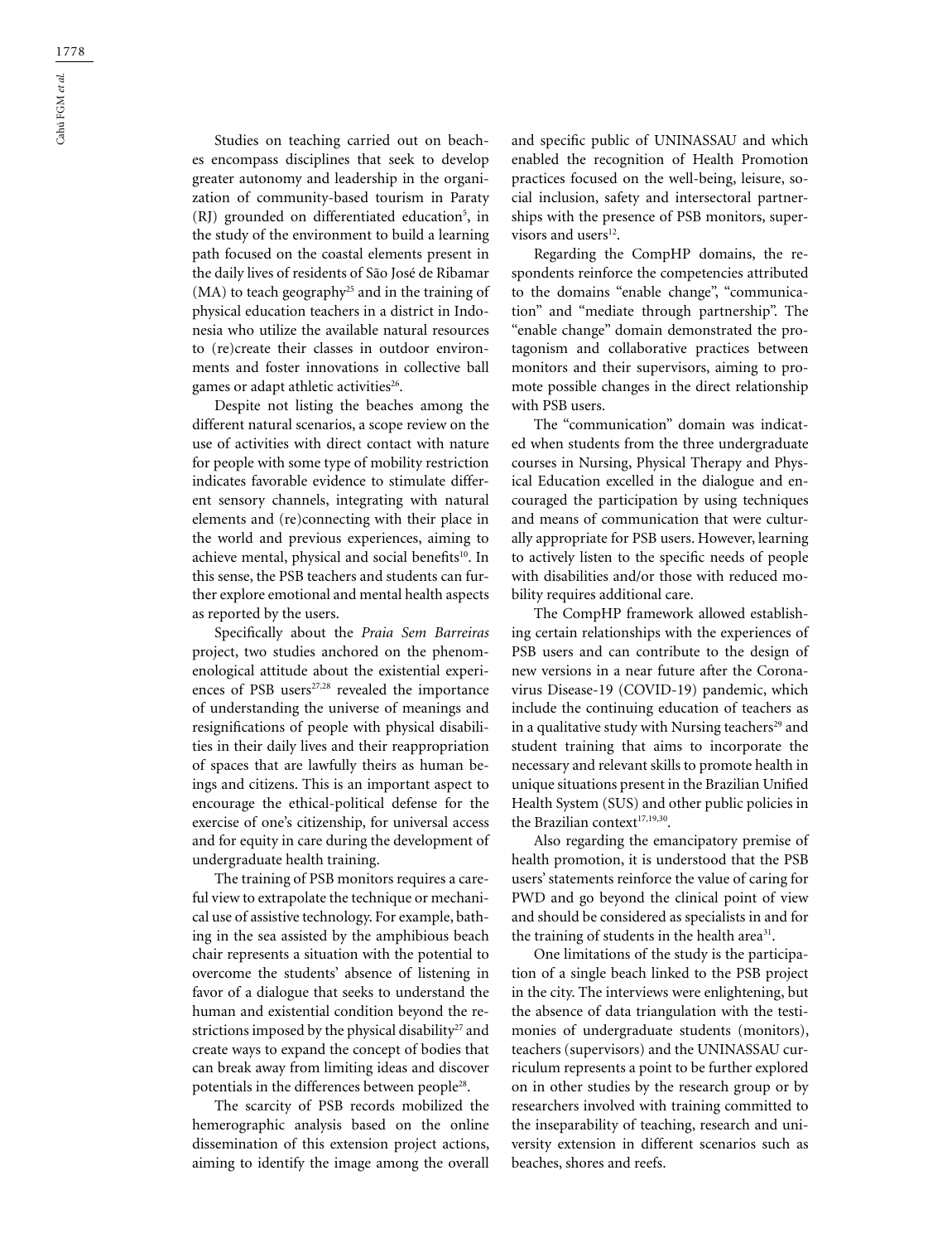Studies on teaching carried out on beaches encompass disciplines that seek to develop greater autonomy and leadership in the organization of community-based tourism in Paraty (RJ) grounded on differentiated education[5], in the study of the environment to build a learning path focused on the coastal elements present in the daily lives of residents of São José de Ribamar (MA) to teach geography[25] and in the training of physical education teachers in a district in Indonesia who utilize the available natural resources to (re)create their classes in outdoor environments and foster innovations in collective ball games or adapt athletic activities[26].

Despite not listing the beaches among the different natural scenarios, a scope review on the use of activities with direct contact with nature for people with some type of mobility restriction indicates favorable evidence to stimulate different sensory channels, integrating with natural elements and (re)connecting with their place in the world and previous experiences, aiming to achieve mental, physical and social benefits[10]. In this sense, the PSB teachers and students can further explore emotional and mental health aspects as reported by the users.

Specifically about the *Praia Sem Barreiras* project, two studies anchored on the phenomenological attitude about the existential experiences of PSB users[27,28] revealed the importance of understanding the universe of meanings and resignifications of people with physical disabilities in their daily lives and their reappropriation of spaces that are lawfully theirs as human beings and citizens. This is an important aspect to encourage the ethical-political defense for the exercise of one's citizenship, for universal access and for equity in care during the development of undergraduate health training.

The training of PSB monitors requires a careful view to extrapolate the technique or mechanical use of assistive technology. For example, bathing in the sea assisted by the amphibious beach chair represents a situation with the potential to overcome the students' absence of listening in favor of a dialogue that seeks to understand the human and existential condition beyond the restrictions imposed by the physical disability[27] and create ways to expand the concept of bodies that can break away from limiting ideas and discover potentials in the differences between people[28].

The scarcity of PSB records mobilized the hemerographic analysis based on the online dissemination of this extension project actions, aiming to identify the image among the overall and specific public of UNINASSAU and which enabled the recognition of Health Promotion practices focused on the well-being, leisure, social inclusion, safety and intersectoral partnerships with the presence of PSB monitors, supervisors and users[12].

Regarding the CompHP domains, the respondents reinforce the competencies attributed to the domains "enable change", "communication" and "mediate through partnership". The "enable change" domain demonstrated the protagonism and collaborative practices between monitors and their supervisors, aiming to promote possible changes in the direct relationship with PSB users.

The "communication" domain was indicated when students from the three undergraduate courses in Nursing, Physical Therapy and Physical Education excelled in the dialogue and encouraged the participation by using techniques and means of communication that were culturally appropriate for PSB users. However, learning to actively listen to the specific needs of people with disabilities and/or those with reduced mobility requires additional care.

The CompHP framework allowed establishing certain relationships with the experiences of PSB users and can contribute to the design of new versions in a near future after the Coronavirus Disease-19 (COVID-19) pandemic, which include the continuing education of teachers as in a qualitative study with Nursing teachers[29] and student training that aims to incorporate the necessary and relevant skills to promote health in unique situations present in the Brazilian Unified Health System (SUS) and other public policies in the Brazilian context[17,19,30].

Also regarding the emancipatory premise of health promotion, it is understood that the PSB users' statements reinforce the value of caring for PWD and go beyond the clinical point of view and should be considered as specialists in and for the training of students in the health area[31].

One limitations of the study is the participation of a single beach linked to the PSB project in the city. The interviews were enlightening, but the absence of data triangulation with the testimonies of undergraduate students (monitors), teachers (supervisors) and the UNINASSAU curriculum represents a point to be further explored on in other studies by the research group or by researchers involved with training committed to the inseparability of teaching, research and university extension in different scenarios such as beaches, shores and reefs.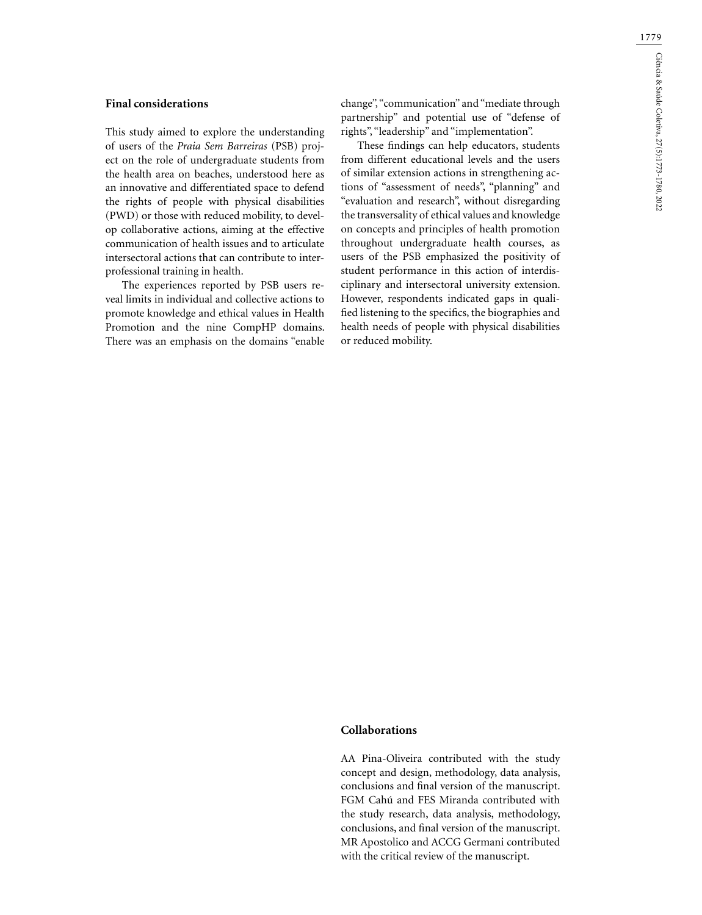## Final considerations

This study aimed to explore the understanding of users of the *Praia Sem Barreiras* (PSB) project on the role of undergraduate students from the health area on beaches, understood here as an innovative and differentiated space to defend the rights of people with physical disabilities (PWD) or those with reduced mobility, to develop collaborative actions, aiming at the effective communication of health issues and to articulate intersectoral actions that can contribute to interprofessional training in health.

The experiences reported by PSB users reveal limits in individual and collective actions to promote knowledge and ethical values in Health Promotion and the nine CompHP domains. There was an emphasis on the domains "enable change", "communication" and "mediate through partnership" and potential use of "defense of rights", "leadership" and "implementation".

These findings can help educators, students from different educational levels and the users of similar extension actions in strengthening actions of "assessment of needs", "planning" and "evaluation and research", without disregarding the transversality of ethical values and knowledge on concepts and principles of health promotion throughout undergraduate health courses, as users of the PSB emphasized the positivity of student performance in this action of interdisciplinary and intersectoral university extension. However, respondents indicated gaps in qualified listening to the specifics, the biographies and health needs of people with physical disabilities or reduced mobility.

## Collaborations

AA Pina-Oliveira contributed with the study concept and design, methodology, data analysis, conclusions and final version of the manuscript. FGM Cahú and FES Miranda contributed with the study research, data analysis, methodology, conclusions, and final version of the manuscript. MR Apostolico and ACCG Germani contributed with the critical review of the manuscript.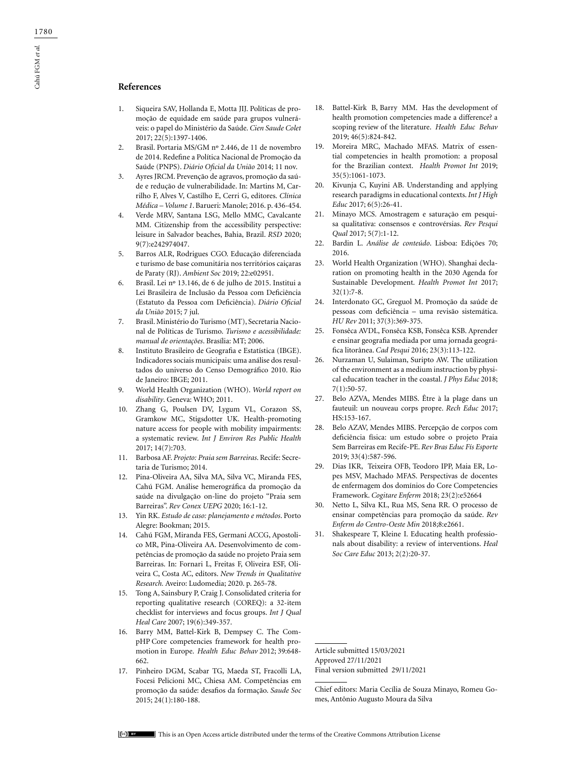## References

1. Siqueira SAV, Hollanda E, Motta JIJ. Políticas de promoção de equidade em saúde para grupos vulneráveis: o papel do Ministério da Saúde. *Cien Saude Colet* 2017; 22(5):1397-1406.
2. Brasil. Portaria MS/GM nº 2.446, de 11 de novembro de 2014. Redefine a Política Nacional de Promoção da Saúde (PNPS). *Diário Oficial da União* 2014; 11 nov.
3. Ayres JRCM. Prevenção de agravos, promoção da saúde e redução de vulnerabilidade. In: Martins M, Carrilho F, Alves V, Castilho E, Cerri G, editores. *Clínica Médica – Volume 1*. Barueri: Manole; 2016. p. 436-454.
4. Verde MRV, Santana LSG, Mello MMC, Cavalcante MM. Citizenship from the accessibility perspective: leisure in Salvador beaches, Bahia, Brazil. *RSD* 2020; 9(7):e242974047.
5. Barros ALR, Rodrigues CGO. Educação diferenciada e turismo de base comunitária nos territórios caiçaras de Paraty (RJ). *Ambient Soc* 2019; 22:e02951.
6. Brasil. Lei nº 13.146, de 6 de julho de 2015. Institui a Lei Brasileira de Inclusão da Pessoa com Deficiência (Estatuto da Pessoa com Deficiência). *Diário Oficial da União* 2015; 7 jul.
7. Brasil. Ministério do Turismo (MT), Secretaria Nacional de Políticas de Turismo. *Turismo e acessibilidade: manual de orientações*. Brasília: MT; 2006.
8. Instituto Brasileiro de Geografia e Estatística (IBGE). Indicadores sociais municipais: uma análise dos resultados do universo do Censo Demográfico 2010. Rio de Janeiro: IBGE; 2011.
9. World Health Organization (WHO). *World report on disability*. Geneva: WHO; 2011.
10. Zhang G, Poulsen DV, Lygum VL, Corazon SS, Gramkow MC, Stigsdotter UK. Health-promoting nature access for people with mobility impairments: a systematic review. *Int J Environ Res Public Health* 2017; 14(7):703.
11. Barbosa AF. *Projeto: Praia sem Barreiras*. Recife: Secretaria de Turismo; 2014.
12. Pina-Oliveira AA, Silva MA, Silva VC, Miranda FES, Cahú FGM. Análise hemerográfica da promoção da saúde na divulgação on-line do projeto "Praia sem Barreiras". *Rev Conex UEPG* 2020; 16:1-12.
13. Yin RK. *Estudo de caso: planejamento e métodos*. Porto Alegre: Bookman; 2015.
14. Cahú FGM, Miranda FES, Germani ACCG, Apostolico MR, Pina-Oliveira AA. Desenvolvimento de competências de promoção da saúde no projeto Praia sem Barreiras. In: Fornari L, Freitas F, Oliveira ESF, Oliveira C, Costa AC, editors. *New Trends in Qualitative Research*. Aveiro: Ludomedia; 2020. p. 265-78.
15. Tong A, Sainsbury P, Craig J. Consolidated criteria for reporting qualitative research (COREQ): a 32-item checklist for interviews and focus groups. *Int J Qual Heal Care* 2007; 19(6):349-357.
16. Barry MM, Battel-Kirk B, Dempsey C. The CompHP Core competencies framework for health promotion in Europe. *Health Educ Behav* 2012; 39:648-662.
17. Pinheiro DGM, Scabar TG, Maeda ST, Fracolli LA, Focesi Pelicioni MC, Chiesa AM. Competências em promoção da saúde: desafios da formação. *Saude Soc* 2015; 24(1):180-188.
18. Battel-Kirk B, Barry MM. Has the development of health promotion competencies made a difference? a scoping review of the literature. *Health Educ Behav* 2019; 46(5):824-842.
19. Moreira MRC, Machado MFAS. Matrix of essential competencies in health promotion: a proposal for the Brazilian context. *Health Promot Int* 2019; 35(5):1061-1073.
20. Kivunja C, Kuyini AB. Understanding and applying research paradigms in educational contexts. *Int J High Educ* 2017; 6(5):26-41.
21. Minayo MCS. Amostragem e saturação em pesquisa qualitativa: consensos e controvérsias. *Rev Pesqui Qual* 2017; 5(7):1-12.
22. Bardin L. *Análise de conteúdo*. Lisboa: Edições 70; 2016.
23. World Health Organization (WHO). Shanghai declaration on promoting health in the 2030 Agenda for Sustainable Development. *Health Promot Int* 2017; 32(1):7-8.
24. Interdonato GC, Greguol M. Promoção da saúde de pessoas com deficiência – uma revisão sistemática. *HU Rev* 2011; 37(3):369-375.
25. Fonsêca AVDL, Fonsêca KSB, Fonsêca KSB. Aprender e ensinar geografia mediada por uma jornada geográfica litorânea. *Cad Pesqui* 2016; 23(3):113-122.
26. Nurzaman U, Sulaiman, Suripto AW. The utilization of the environment as a medium instruction by physical education teacher in the coastal. *J Phys Educ* 2018; 7(1):50-57.
27. Belo AZVA, Mendes MIBS. Être à la plage dans un fauteuil: un nouveau corps propre. *Rech Educ* 2017; HS:153-167.
28. Belo AZAV, Mendes MIBS. Percepção de corpos com deficiência física: um estudo sobre o projeto Praia Sem Barreiras em Recife-PE. *Rev Bras Educ Fís Esporte* 2019; 33(4):587-596.
29. Dias IKR, Teixeira OFB, Teodoro IPP, Maia ER, Lopes MSV, Machado MFAS. Perspectivas de docentes de enfermagem dos domínios do Core Competencies Framework. *Cogitare Enferm* 2018; 23(2):e52664
30. Netto L, Silva KL, Rua MS, Sena RR. O processo de ensinar competências para promoção da saúde. *Rev Enferm do Centro-Oeste Min* 2018;8:e2661.
31. Shakespeare T, Kleine I. Educating health professionals about disability: a review of interventions. *Heal Soc Care Educ* 2013; 2(2):20-37.

Article submitted 15/03/2021
Approved 27/11/2021
Final version submitted 29/11/2021

Chief editors: Maria Cecília de Souza Minayo, Romeu Gomes, Antônio Augusto Moura da Silva

This is an Open Access article distributed under the terms of the Creative Commons Attribution License